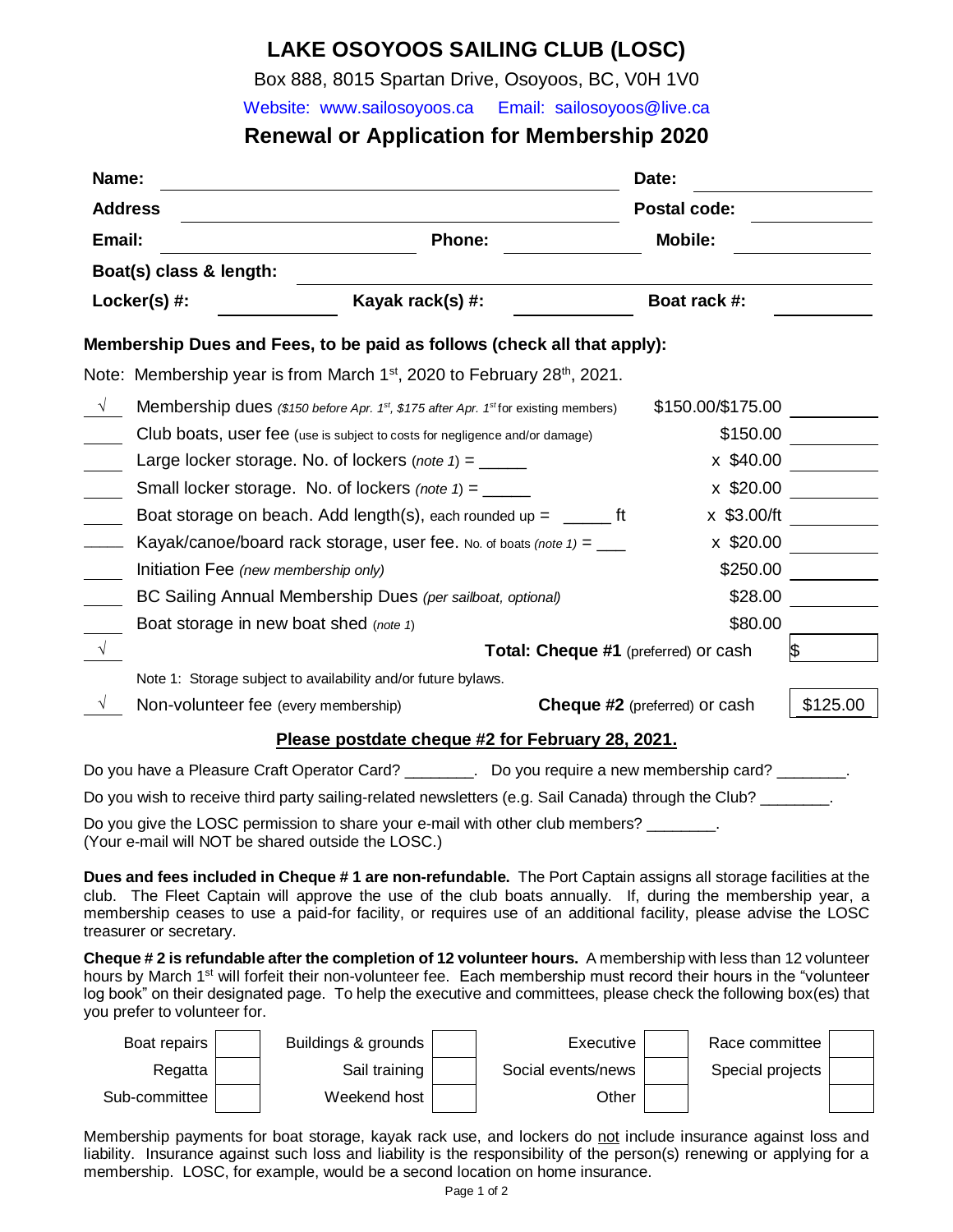# LAKE OSOYOOS SAILING CLUB (LOSC)

Box 888, 8015 Spartan Drive, Osoyoos, BC, V0H 1V0

Website: www.sailosoyoos.ca Email: sailosoyoos@live.ca

## Renewal or Application for Membership 2020

**Name:** ______________________________ **Date:** ____________

**Address** ______________________________ **Postal code:** ____________

**Email:** ____________ **Phone:** ____________ **Mobile:** ____________

**Boat(s) class & length:** ______________________________

**Locker(s) #:** ____________ **Kayak rack(s) #:** ____________ **Boat rack #:** ____________

**Membership Dues and Fees, to be paid as follows (check all that apply):**

Note: Membership year is from March 1st, 2020 to February 28th, 2021.

| | Item | Rate | Amount |
|---|---|---|---|
| √ | Membership dues *($150 before Apr. 1st, $175 after Apr. 1st for existing members)* | $150.00/$175.00 | |
| | Club boats, user fee (use is subject to costs for negligence and/or damage) | $150.00 | |
| | Large locker storage. No. of lockers (*note 1*) = _____ | x $40.00 | |
| | Small locker storage. No. of lockers (*note 1*) = _____ | x $20.00 | |
| | Boat storage on beach. Add length(s), each rounded up = _____ ft | x $3.00/ft | |
| | Kayak/canoe/board rack storage, user fee. No. of boats (*note 1*) = ___ | x $20.00 | |
| | Initiation Fee *(new membership only)* | $250.00 | |
| | BC Sailing Annual Membership Dues *(per sailboat, optional)* | $28.00 | |
| | Boat storage in new boat shed (*note 1*) | $80.00 | |
| √ | | **Total: Cheque #1** (preferred) or cash | $ |

Note 1: Storage subject to availability and/or future bylaws.

| | Item | Payment | Amount |
|---|---|---|---|
| √ | Non-volunteer fee (every membership) | **Cheque #2** (preferred) or cash | $125.00 |

**Please postdate cheque #2 for February 28, 2021.**

Do you have a Pleasure Craft Operator Card? ________. Do you require a new membership card? ________.

Do you wish to receive third party sailing-related newsletters (e.g. Sail Canada) through the Club? ________.

Do you give the LOSC permission to share your e-mail with other club members? ________.
(Your e-mail will NOT be shared outside the LOSC.)

**Dues and fees included in Cheque # 1 are non-refundable.** The Port Captain assigns all storage facilities at the club. The Fleet Captain will approve the use of the club boats annually. If, during the membership year, a membership ceases to use a paid-for facility, or requires use of an additional facility, please advise the LOSC treasurer or secretary.

**Cheque # 2 is refundable after the completion of 12 volunteer hours.** A membership with less than 12 volunteer hours by March 1st will forfeit their non-volunteer fee. Each membership must record their hours in the "volunteer log book" on their designated page. To help the executive and committees, please check the following box(es) that you prefer to volunteer for.

| | | | | | | | |
|---|---|---|---|---|---|---|---|
| Boat repairs | ☐ | Buildings & grounds | ☐ | Executive | ☐ | Race committee | ☐ |
| Regatta | ☐ | Sail training | ☐ | Social events/news | ☐ | Special projects | ☐ |
| Sub-committee | ☐ | Weekend host | ☐ | Other | ☐ | | ☐ |

Membership payments for boat storage, kayak rack use, and lockers do not include insurance against loss and liability. Insurance against such loss and liability is the responsibility of the person(s) renewing or applying for a membership. LOSC, for example, would be a second location on home insurance.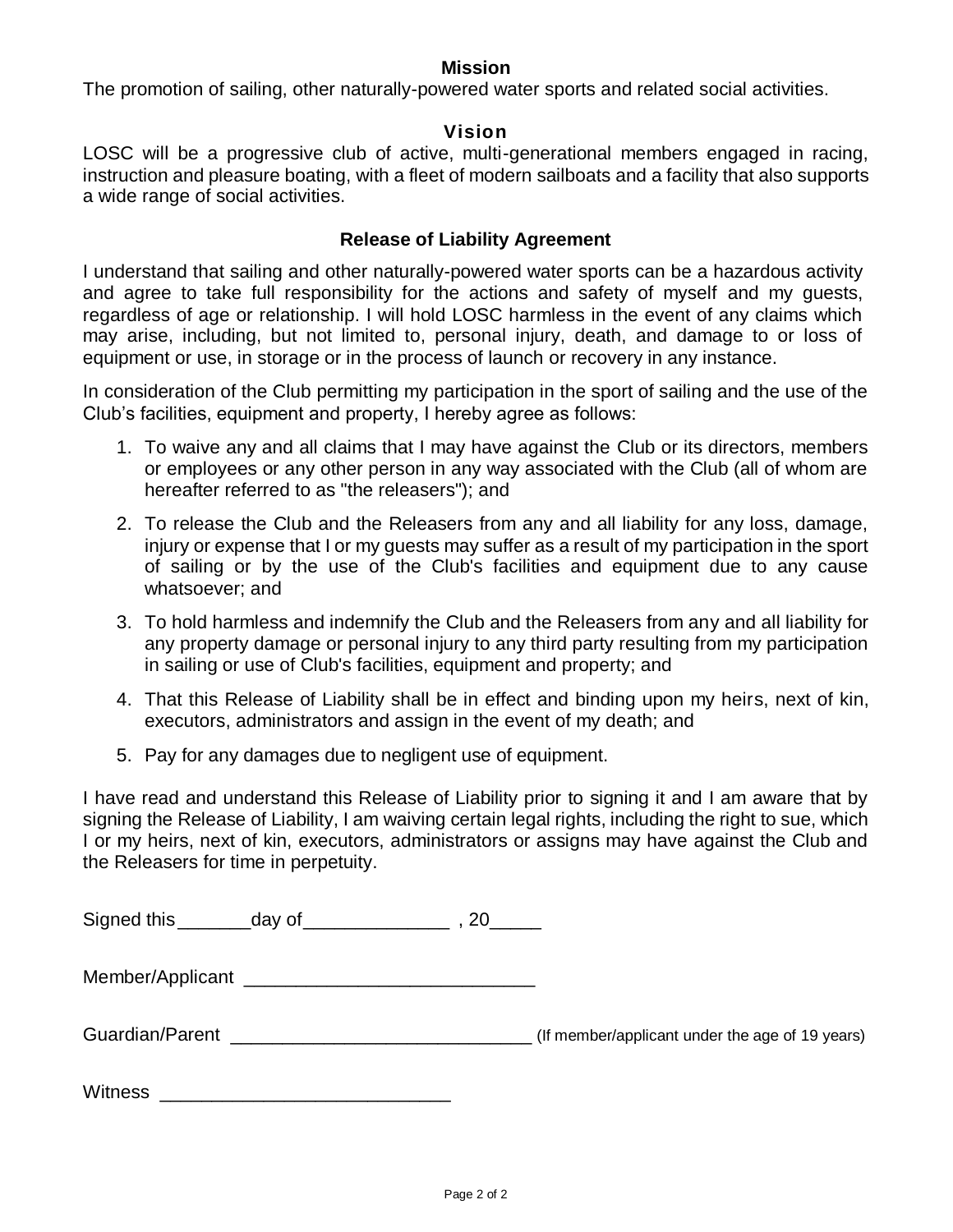## Mission

The promotion of sailing, other naturally-powered water sports and related social activities.

## Vision

LOSC will be a progressive club of active, multi-generational members engaged in racing, instruction and pleasure boating, with a fleet of modern sailboats and a facility that also supports a wide range of social activities.

## Release of Liability Agreement

I understand that sailing and other naturally-powered water sports can be a hazardous activity and agree to take full responsibility for the actions and safety of myself and my guests, regardless of age or relationship. I will hold LOSC harmless in the event of any claims which may arise, including, but not limited to, personal injury, death, and damage to or loss of equipment or use, in storage or in the process of launch or recovery in any instance.

In consideration of the Club permitting my participation in the sport of sailing and the use of the Club's facilities, equipment and property, I hereby agree as follows:

1. To waive any and all claims that I may have against the Club or its directors, members or employees or any other person in any way associated with the Club (all of whom are hereafter referred to as "the releasers"); and
2. To release the Club and the Releasers from any and all liability for any loss, damage, injury or expense that I or my guests may suffer as a result of my participation in the sport of sailing or by the use of the Club's facilities and equipment due to any cause whatsoever; and
3. To hold harmless and indemnify the Club and the Releasers from any and all liability for any property damage or personal injury to any third party resulting from my participation in sailing or use of Club's facilities, equipment and property; and
4. That this Release of Liability shall be in effect and binding upon my heirs, next of kin, executors, administrators and assign in the event of my death; and
5. Pay for any damages due to negligent use of equipment.

I have read and understand this Release of Liability prior to signing it and I am aware that by signing the Release of Liability, I am waiving certain legal rights, including the right to sue, which I or my heirs, next of kin, executors, administrators or assigns may have against the Club and the Releasers for time in perpetuity.

Signed this_______day of______________ , 20_____

Member/Applicant ____________________________

Guardian/Parent ______________________________ (If member/applicant under the age of 19 years)

Witness ____________________________